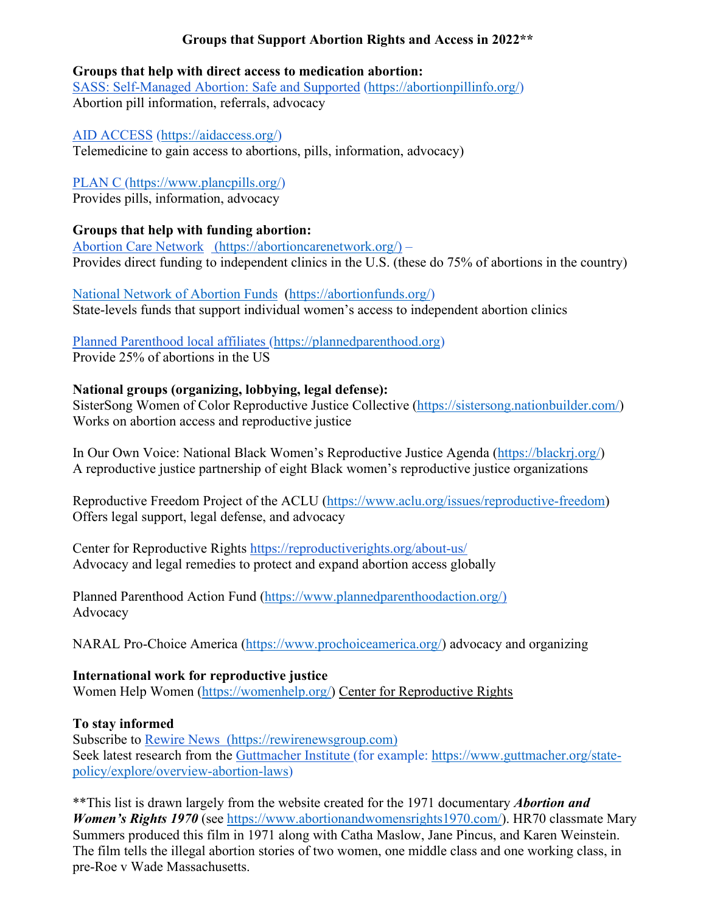# Groups that Support Abortion Rights and Access in 2022**

**Groups that help with direct access to medication abortion:**

SASS: Self-Managed Abortion: Safe and Supported (https://abortionpillinfo.org/)
Abortion pill information, referrals, advocacy

AID ACCESS (https://aidaccess.org/)
Telemedicine to gain access to abortions, pills, information, advocacy)

PLAN C (https://www.plancpills.org/)
Provides pills, information, advocacy

**Groups that help with funding abortion:**

Abortion Care Network (https://abortioncarenetwork.org/) –
Provides direct funding to independent clinics in the U.S. (these do 75% of abortions in the country)

National Network of Abortion Funds (https://abortionfunds.org/)
State-levels funds that support individual women's access to independent abortion clinics

Planned Parenthood local affiliates (https://plannedparenthood.org)
Provide 25% of abortions in the US

**National groups (organizing, lobbying, legal defense):**

SisterSong Women of Color Reproductive Justice Collective (https://sistersong.nationbuilder.com/)
Works on abortion access and reproductive justice

In Our Own Voice: National Black Women's Reproductive Justice Agenda (https://blackrj.org/)
A reproductive justice partnership of eight Black women's reproductive justice organizations

Reproductive Freedom Project of the ACLU (https://www.aclu.org/issues/reproductive-freedom)
Offers legal support, legal defense, and advocacy

Center for Reproductive Rights https://reproductiverights.org/about-us/
Advocacy and legal remedies to protect and expand abortion access globally

Planned Parenthood Action Fund (https://www.plannedparenthoodaction.org/)
Advocacy

NARAL Pro-Choice America (https://www.prochoiceamerica.org/) advocacy and organizing

**International work for reproductive justice**

Women Help Women (https://womenhelp.org/) Center for Reproductive Rights

**To stay informed**

Subscribe to Rewire News (https://rewirenewsgroup.com)
Seek latest research from the Guttmacher Institute (for example: https://www.guttmacher.org/state-policy/explore/overview-abortion-laws)

**This list is drawn largely from the website created for the 1971 documentary ***Abortion and Women's Rights 1970*** (see https://www.abortionandwomensrights1970.com/). HR70 classmate Mary Summers produced this film in 1971 along with Catha Maslow, Jane Pincus, and Karen Weinstein. The film tells the illegal abortion stories of two women, one middle class and one working class, in pre-Roe v Wade Massachusetts.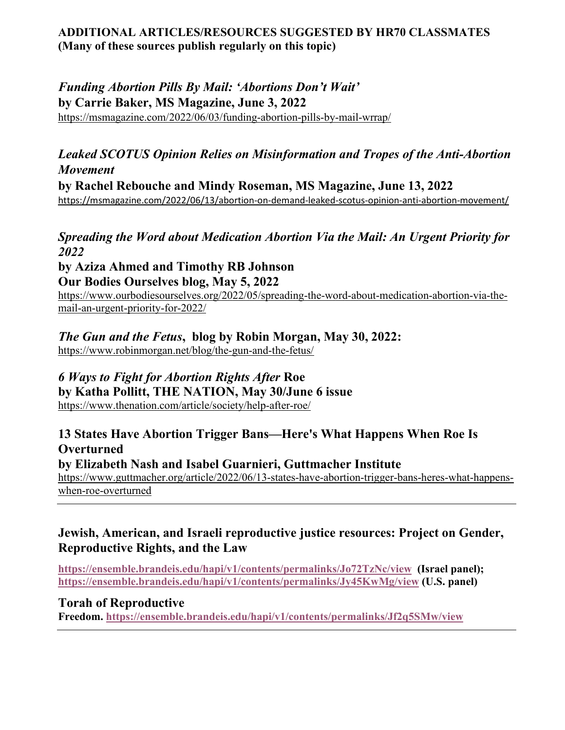**ADDITIONAL ARTICLES/RESOURCES SUGGESTED BY HR70 CLASSMATES**
**(Many of these sources publish regularly on this topic)**

***Funding Abortion Pills By Mail: 'Abortions Don't Wait'***
**by Carrie Baker, MS Magazine, June 3, 2022**
https://msmagazine.com/2022/06/03/funding-abortion-pills-by-mail-wrrap/

***Leaked SCOTUS Opinion Relies on Misinformation and Tropes of the Anti-Abortion Movement***
**by Rachel Rebouche and Mindy Roseman, MS Magazine, June 13, 2022**
https://msmagazine.com/2022/06/13/abortion-on-demand-leaked-scotus-opinion-anti-abortion-movement/

***Spreading the Word about Medication Abortion Via the Mail: An Urgent Priority for 2022***
**by Aziza Ahmed and Timothy RB Johnson**
**Our Bodies Ourselves blog, May 5, 2022**
https://www.ourbodiesourselves.org/2022/05/spreading-the-word-about-medication-abortion-via-the-mail-an-urgent-priority-for-2022/

***The Gun and the Fetus*, blog by Robin Morgan, May 30, 2022:**
https://www.robinmorgan.net/blog/the-gun-and-the-fetus/

***6 Ways to Fight for Abortion Rights After* Roe**
**by Katha Pollitt, THE NATION, May 30/June 6 issue**
https://www.thenation.com/article/society/help-after-roe/

**13 States Have Abortion Trigger Bans—Here's What Happens When Roe Is Overturned**
**by Elizabeth Nash and Isabel Guarnieri, Guttmacher Institute**
https://www.guttmacher.org/article/2022/06/13-states-have-abortion-trigger-bans-heres-what-happens-when-roe-overturned

---

**Jewish, American, and Israeli reproductive justice resources: Project on Gender, Reproductive Rights, and the Law**

**https://ensemble.brandeis.edu/hapi/v1/contents/permalinks/Jo72TzNc/view (Israel panel); https://ensemble.brandeis.edu/hapi/v1/contents/permalinks/Jy45KwMg/view (U.S. panel)**

**Torah of Reproductive Freedom. https://ensemble.brandeis.edu/hapi/v1/contents/permalinks/Jf2q5SMw/view**

---